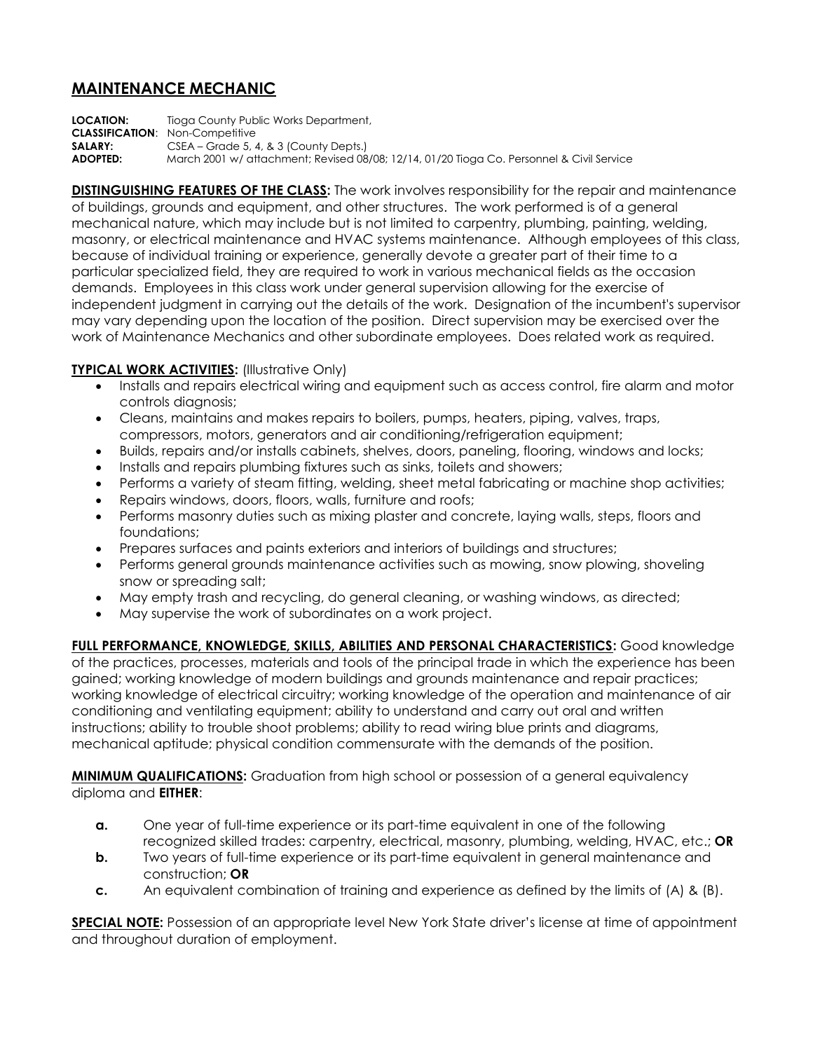# MAINTENANCE MECHANIC

**LOCATION:** Tioga County Public Works Department,
**CLASSIFICATION**: Non-Competitive
**SALARY:** CSEA – Grade 5, 4, & 3 (County Depts.)
**ADOPTED:** March 2001 w/ attachment; Revised 08/08; 12/14, 01/20 Tioga Co. Personnel & Civil Service

**DISTINGUISHING FEATURES OF THE CLASS:** The work involves responsibility for the repair and maintenance of buildings, grounds and equipment, and other structures. The work performed is of a general mechanical nature, which may include but is not limited to carpentry, plumbing, painting, welding, masonry, or electrical maintenance and HVAC systems maintenance. Although employees of this class, because of individual training or experience, generally devote a greater part of their time to a particular specialized field, they are required to work in various mechanical fields as the occasion demands. Employees in this class work under general supervision allowing for the exercise of independent judgment in carrying out the details of the work. Designation of the incumbent's supervisor may vary depending upon the location of the position. Direct supervision may be exercised over the work of Maintenance Mechanics and other subordinate employees. Does related work as required.

**TYPICAL WORK ACTIVITIES:** (Illustrative Only)

- Installs and repairs electrical wiring and equipment such as access control, fire alarm and motor controls diagnosis;
- Cleans, maintains and makes repairs to boilers, pumps, heaters, piping, valves, traps, compressors, motors, generators and air conditioning/refrigeration equipment;
- Builds, repairs and/or installs cabinets, shelves, doors, paneling, flooring, windows and locks;
- Installs and repairs plumbing fixtures such as sinks, toilets and showers;
- Performs a variety of steam fitting, welding, sheet metal fabricating or machine shop activities;
- Repairs windows, doors, floors, walls, furniture and roofs;
- Performs masonry duties such as mixing plaster and concrete, laying walls, steps, floors and foundations;
- Prepares surfaces and paints exteriors and interiors of buildings and structures;
- Performs general grounds maintenance activities such as mowing, snow plowing, shoveling snow or spreading salt;
- May empty trash and recycling, do general cleaning, or washing windows, as directed;
- May supervise the work of subordinates on a work project.

**FULL PERFORMANCE, KNOWLEDGE, SKILLS, ABILITIES AND PERSONAL CHARACTERISTICS:** Good knowledge of the practices, processes, materials and tools of the principal trade in which the experience has been gained; working knowledge of modern buildings and grounds maintenance and repair practices; working knowledge of electrical circuitry; working knowledge of the operation and maintenance of air conditioning and ventilating equipment; ability to understand and carry out oral and written instructions; ability to trouble shoot problems; ability to read wiring blue prints and diagrams, mechanical aptitude; physical condition commensurate with the demands of the position.

**MINIMUM QUALIFICATIONS:** Graduation from high school or possession of a general equivalency diploma and **EITHER**:

**a.** One year of full-time experience or its part-time equivalent in one of the following recognized skilled trades: carpentry, electrical, masonry, plumbing, welding, HVAC, etc.; **OR**

**b.** Two years of full-time experience or its part-time equivalent in general maintenance and construction; **OR**

**c.** An equivalent combination of training and experience as defined by the limits of (A) & (B).

**SPECIAL NOTE:** Possession of an appropriate level New York State driver's license at time of appointment and throughout duration of employment.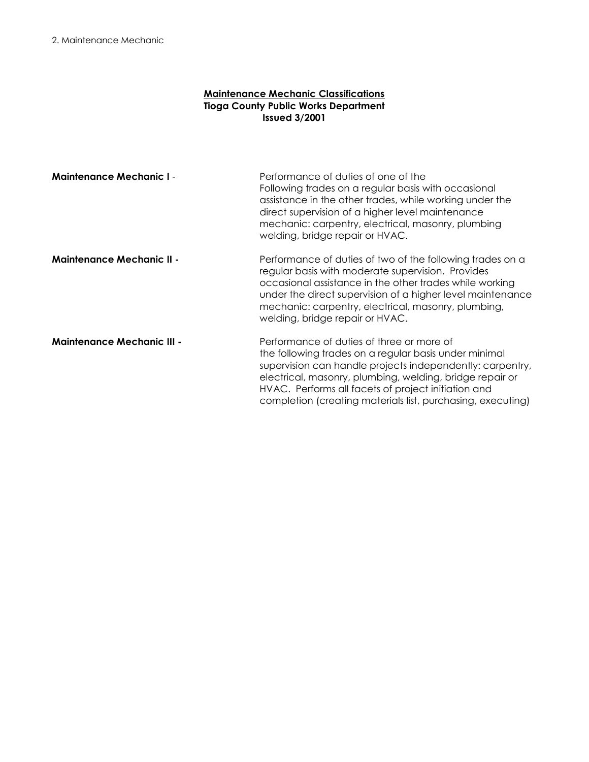2. Maintenance Mechanic

**Maintenance Mechanic Classifications**
**Tioga County Public Works Department**
**Issued 3/2001**

**Maintenance Mechanic I** - Performance of duties of one of the Following trades on a regular basis with occasional assistance in the other trades, while working under the direct supervision of a higher level maintenance mechanic: carpentry, electrical, masonry, plumbing welding, bridge repair or HVAC.

**Maintenance Mechanic II -** Performance of duties of two of the following trades on a regular basis with moderate supervision. Provides occasional assistance in the other trades while working under the direct supervision of a higher level maintenance mechanic: carpentry, electrical, masonry, plumbing, welding, bridge repair or HVAC.

**Maintenance Mechanic III -** Performance of duties of three or more of the following trades on a regular basis under minimal supervision can handle projects independently: carpentry, electrical, masonry, plumbing, welding, bridge repair or HVAC. Performs all facets of project initiation and completion (creating materials list, purchasing, executing)